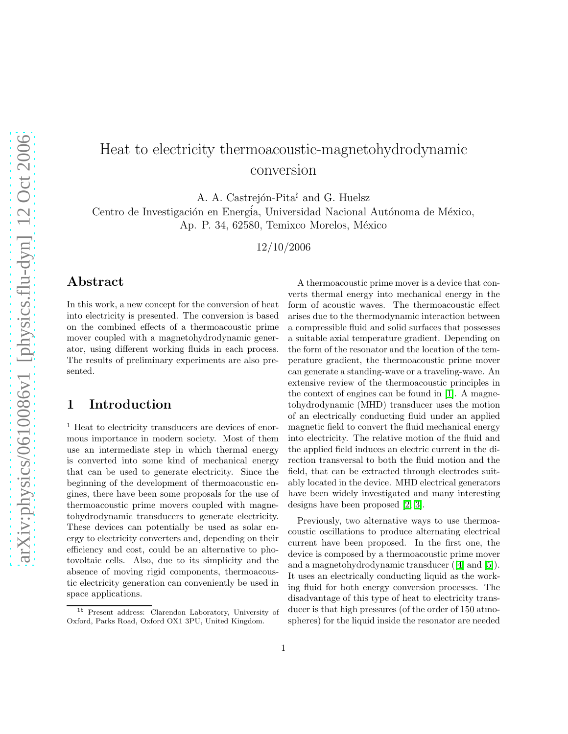# Heat to electricity thermoacoustic-magnetohydrodynamic conversion

A. A. Castrejón-Pita[♮] and G. Huelsz

Centro de Investigación en Energía, Universidad Nacional Autónoma de México, Ap. P. 34, 62580, Temixco Morelos, México

12/10/2006

## Abstract

In this work, a new concept for the conversion of heat into electricity is presented. The conversion is based on the combined effects of a thermoacoustic prime mover coupled with a magnetohydrodynamic generator, using different working fluids in each process. The results of preliminary experiments are also presented.

## 1 Introduction

[1] Heat to electricity transducers are devices of enormous importance in modern society. Most of them use an intermediate step in which thermal energy is converted into some kind of mechanical energy that can be used to generate electricity. Since the beginning of the development of thermoacoustic engines, there have been some proposals for the use of thermoacoustic prime movers coupled with magnetohydrodynamic transducers to generate electricity. These devices can potentially be used as solar energy to electricity converters and, depending on their efficiency and cost, could be an alternative to photovoltaic cells. Also, due to its simplicity and the absence of moving rigid components, thermoacoustic electricity generation can conveniently be used in space applications.

A thermoacoustic prime mover is a device that converts thermal energy into mechanical energy in the form of acoustic waves. The thermoacoustic effect arises due to the thermodynamic interaction between a compressible fluid and solid surfaces that possesses a suitable axial temperature gradient. Depending on the form of the resonator and the location of the temperature gradient, the thermoacoustic prime mover can generate a standing-wave or a traveling-wave. An extensive review of the thermoacoustic principles in the context of engines can be found in [1]. A magnetohydrodynamic (MHD) transducer uses the motion of an electrically conducting fluid under an applied magnetic field to convert the fluid mechanical energy into electricity. The relative motion of the fluid and the applied field induces an electric current in the direction transversal to both the fluid motion and the field, that can be extracted through electrodes suitably located in the device. MHD electrical generators have been widely investigated and many interesting designs have been proposed [2, 3].

Previously, two alternative ways to use thermoacoustic oscillations to produce alternating electrical current have been proposed. In the first one, the device is composed by a thermoacoustic prime mover and a magnetohydrodynamic transducer ([4] and [5]). It uses an electrically conducting liquid as the working fluid for both energy conversion processes. The disadvantage of this type of heat to electricity transducer is that high pressures (of the order of 150 atmospheres) for the liquid inside the resonator are needed

[1♮] Present address: Clarendon Laboratory, University of Oxford, Parks Road, Oxford OX1 3PU, United Kingdom.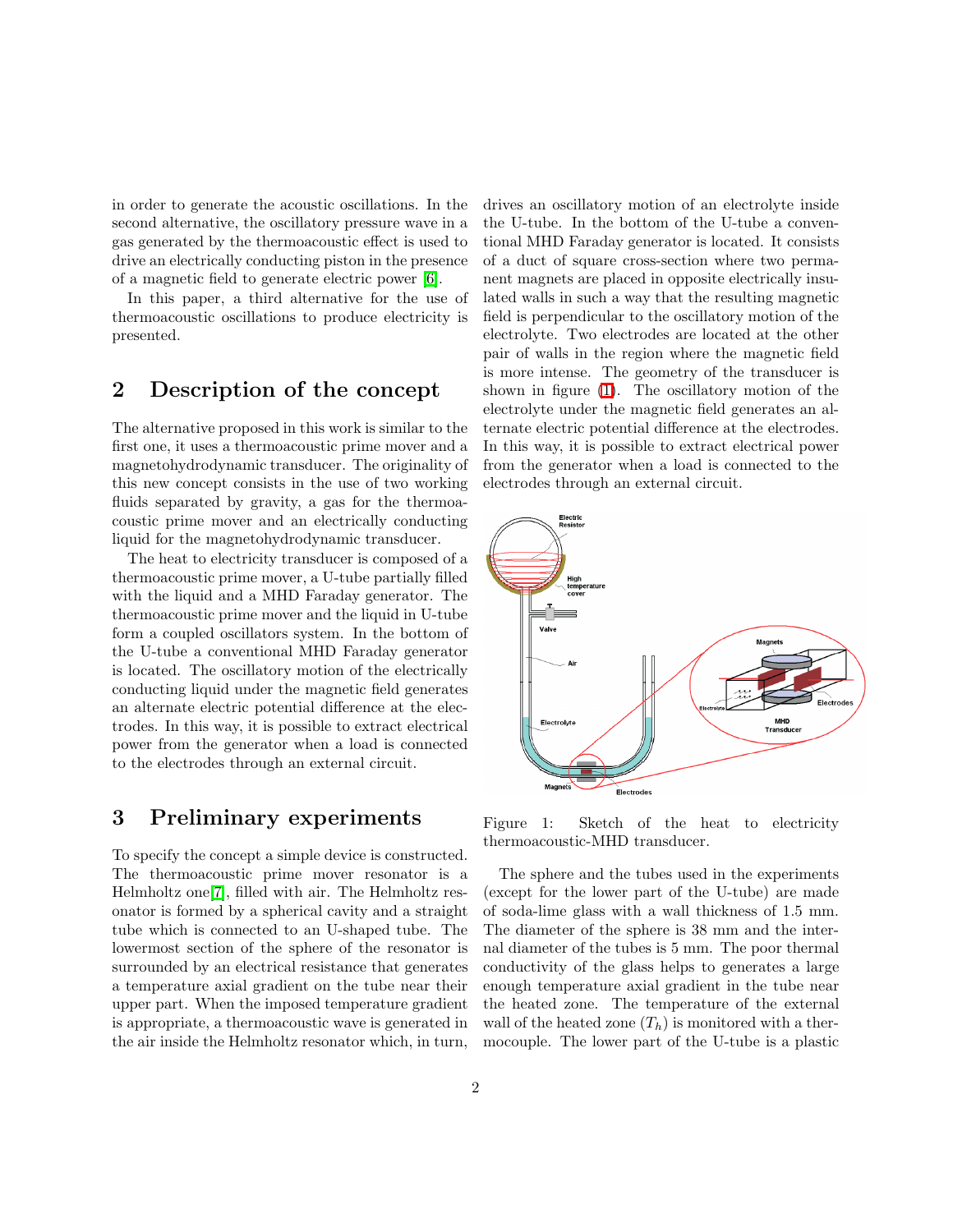in order to generate the acoustic oscillations. In the second alternative, the oscillatory pressure wave in a gas generated by the thermoacoustic effect is used to drive an electrically conducting piston in the presence of a magnetic field to generate electric power [6].

In this paper, a third alternative for the use of thermoacoustic oscillations to produce electricity is presented.

## 2 Description of the concept

The alternative proposed in this work is similar to the first one, it uses a thermoacoustic prime mover and a magnetohydrodynamic transducer. The originality of this new concept consists in the use of two working fluids separated by gravity, a gas for the thermoacoustic prime mover and an electrically conducting liquid for the magnetohydrodynamic transducer.

The heat to electricity transducer is composed of a thermoacoustic prime mover, a U-tube partially filled with the liquid and a MHD Faraday generator. The thermoacoustic prime mover and the liquid in U-tube form a coupled oscillators system. In the bottom of the U-tube a conventional MHD Faraday generator is located. The oscillatory motion of the electrically conducting liquid under the magnetic field generates an alternate electric potential difference at the electrodes. In this way, it is possible to extract electrical power from the generator when a load is connected to the electrodes through an external circuit.

## 3 Preliminary experiments

To specify the concept a simple device is constructed. The thermoacoustic prime mover resonator is a Helmholtz one[7], filled with air. The Helmholtz resonator is formed by a spherical cavity and a straight tube which is connected to an U-shaped tube. The lowermost section of the sphere of the resonator is surrounded by an electrical resistance that generates a temperature axial gradient on the tube near their upper part. When the imposed temperature gradient is appropriate, a thermoacoustic wave is generated in the air inside the Helmholtz resonator which, in turn, drives an oscillatory motion of an electrolyte inside the U-tube. In the bottom of the U-tube a conventional MHD Faraday generator is located. It consists of a duct of square cross-section where two permanent magnets are placed in opposite electrically insulated walls in such a way that the resulting magnetic field is perpendicular to the oscillatory motion of the electrolyte. Two electrodes are located at the other pair of walls in the region where the magnetic field is more intense. The geometry of the transducer is shown in figure (1). The oscillatory motion of the electrolyte under the magnetic field generates an alternate electric potential difference at the electrodes. In this way, it is possible to extract electrical power from the generator when a load is connected to the electrodes through an external circuit.

Figure 1: Sketch of the heat to electricity thermoacoustic-MHD transducer.

The sphere and the tubes used in the experiments (except for the lower part of the U-tube) are made of soda-lime glass with a wall thickness of 1.5 mm. The diameter of the sphere is 38 mm and the internal diameter of the tubes is 5 mm. The poor thermal conductivity of the glass helps to generates a large enough temperature axial gradient in the tube near the heated zone. The temperature of the external wall of the heated zone ($T_h$) is monitored with a thermocouple. The lower part of the U-tube is a plastic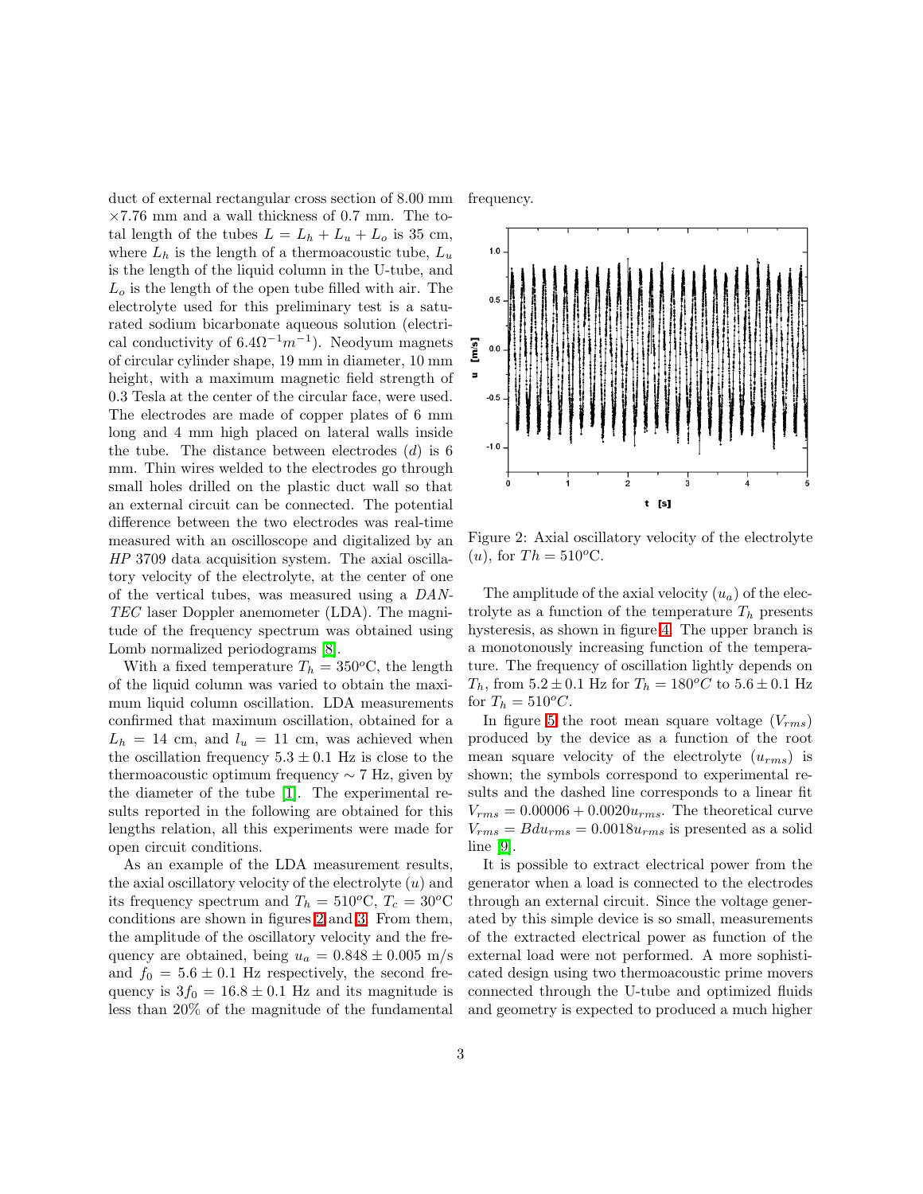duct of external rectangular cross section of 8.00 mm $\times$7.76 mm and a wall thickness of 0.7 mm. The total length of the tubes $L = L_h + L_u + L_o$ is 35 cm, where $L_h$ is the length of a thermoacoustic tube, $L_u$ is the length of the liquid column in the U-tube, and $L_o$ is the length of the open tube filled with air. The electrolyte used for this preliminary test is a saturated sodium bicarbonate aqueous solution (electrical conductivity of $6.4\Omega^{-1}m^{-1}$). Neodyum magnets of circular cylinder shape, 19 mm in diameter, 10 mm height, with a maximum magnetic field strength of 0.3 Tesla at the center of the circular face, were used. The electrodes are made of copper plates of 6 mm long and 4 mm high placed on lateral walls inside the tube. The distance between electrodes ($d$) is 6 mm. Thin wires welded to the electrodes go through small holes drilled on the plastic duct wall so that an external circuit can be connected. The potential difference between the two electrodes was real-time measured with an oscilloscope and digitalized by an *HP* 3709 data acquisition system. The axial oscillatory velocity of the electrolyte, at the center of one of the vertical tubes, was measured using a *DANTEC* laser Doppler anemometer (LDA). The magnitude of the frequency spectrum was obtained using Lomb normalized periodograms [8].

With a fixed temperature $T_h = 350^o$C, the length of the liquid column was varied to obtain the maximum liquid column oscillation. LDA measurements confirmed that maximum oscillation, obtained for a $L_h = 14$ cm, and $l_u = 11$ cm, was achieved when the oscillation frequency $5.3 \pm 0.1$ Hz is close to the thermoacoustic optimum frequency $\sim 7$ Hz, given by the diameter of the tube [1]. The experimental results reported in the following are obtained for this lengths relation, all this experiments were made for open circuit conditions.

As an example of the LDA measurement results, the axial oscillatory velocity of the electrolyte ($u$) and its frequency spectrum and $T_h = 510^o$C, $T_c = 30^o$C conditions are shown in figures 2 and 3. From them, the amplitude of the oscillatory velocity and the frequency are obtained, being $u_a = 0.848 \pm 0.005$ m/s and $f_0 = 5.6 \pm 0.1$ Hz respectively, the second frequency is $3f_0 = 16.8 \pm 0.1$ Hz and its magnitude is less than 20% of the magnitude of the fundamental frequency.

Figure 2: Axial oscillatory velocity of the electrolyte ($u$), for $Th = 510^o$C.

The amplitude of the axial velocity ($u_a$) of the electrolyte as a function of the temperature $T_h$ presents hysteresis, as shown in figure 4. The upper branch is a monotonously increasing function of the temperature. The frequency of oscillation lightly depends on $T_h$, from $5.2 \pm 0.1$ Hz for $T_h = 180^oC$ to $5.6 \pm 0.1$ Hz for $T_h = 510^oC$.

In figure 5 the root mean square voltage ($V_{rms}$) produced by the device as a function of the root mean square velocity of the electrolyte ($u_{rms}$) is shown; the symbols correspond to experimental results and the dashed line corresponds to a linear fit $V_{rms} = 0.00006 + 0.0020u_{rms}$. The theoretical curve $V_{rms} = Bdu_{rms} = 0.0018u_{rms}$ is presented as a solid line [9].

It is possible to extract electrical power from the generator when a load is connected to the electrodes through an external circuit. Since the voltage generated by this simple device is so small, measurements of the extracted electrical power as function of the external load were not performed. A more sophisticated design using two thermoacoustic prime movers connected through the U-tube and optimized fluids and geometry is expected to produced a much higher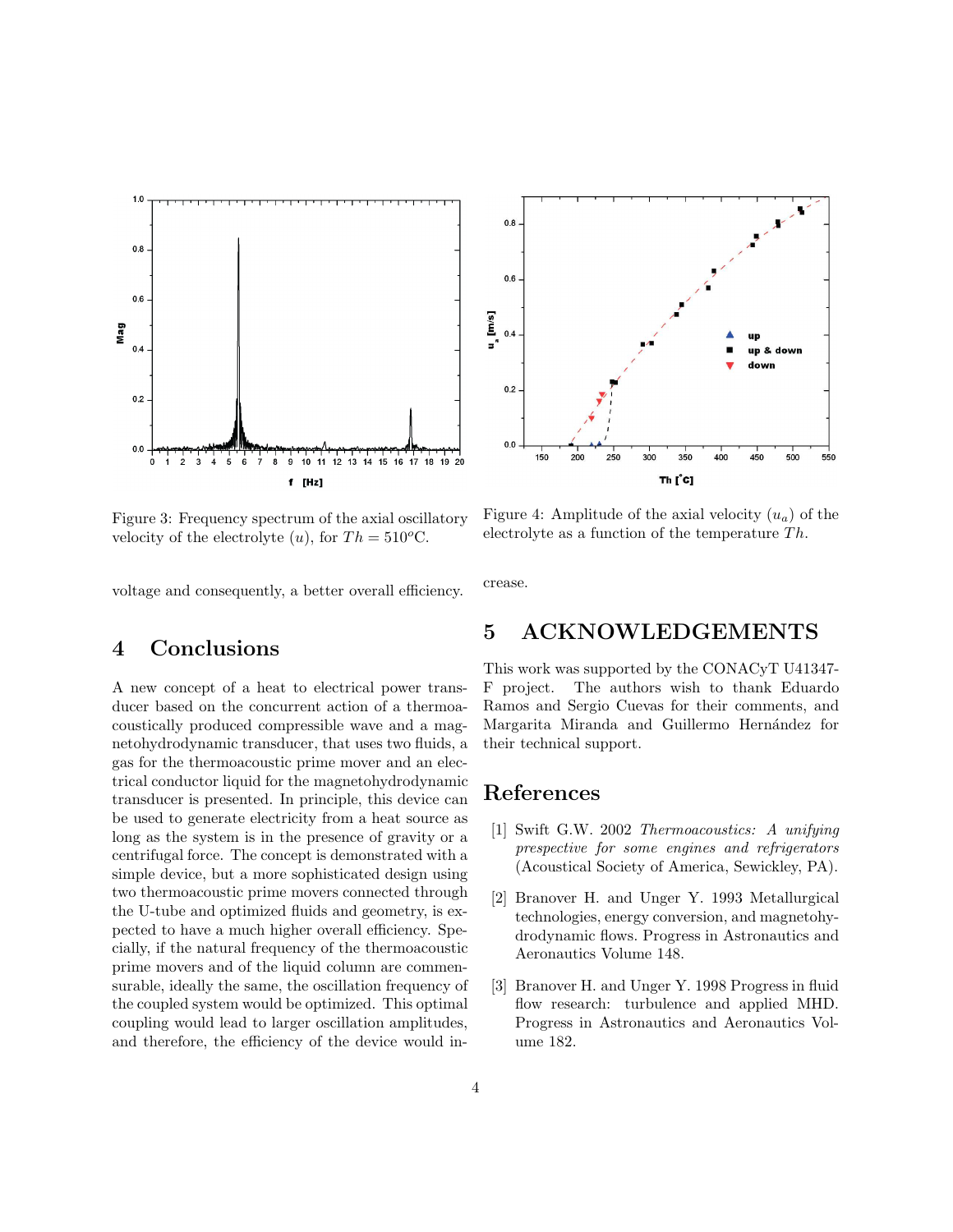Figure 3: Frequency spectrum of the axial oscillatory velocity of the electrolyte ($u$), for $Th = 510^{o}$C.

Figure 4: Amplitude of the axial velocity ($u_a$) of the electrolyte as a function of the temperature $Th$.

voltage and consequently, a better overall efficiency.

## 4 Conclusions

A new concept of a heat to electrical power transducer based on the concurrent action of a thermoacoustically produced compressible wave and a magnetohydrodynamic transducer, that uses two fluids, a gas for the thermoacoustic prime mover and an electrical conductor liquid for the magnetohydrodynamic transducer is presented. In principle, this device can be used to generate electricity from a heat source as long as the system is in the presence of gravity or a centrifugal force. The concept is demonstrated with a simple device, but a more sophisticated design using two thermoacoustic prime movers connected through the U-tube and optimized fluids and geometry, is expected to have a much higher overall efficiency. Specially, if the natural frequency of the thermoacoustic prime movers and of the liquid column are commensurable, ideally the same, the oscillation frequency of the coupled system would be optimized. This optimal coupling would lead to larger oscillation amplitudes, and therefore, the efficiency of the device would increase.

## 5 ACKNOWLEDGEMENTS

This work was supported by the CONACyT U41347-F project. The authors wish to thank Eduardo Ramos and Sergio Cuevas for their comments, and Margarita Miranda and Guillermo Hernández for their technical support.

## References

[1] Swift G.W. 2002 *Thermoacoustics: A unifying prespective for some engines and refrigerators* (Acoustical Society of America, Sewickley, PA).

[2] Branover H. and Unger Y. 1993 Metallurgical technologies, energy conversion, and magnetohydrodynamic flows. Progress in Astronautics and Aeronautics Volume 148.

[3] Branover H. and Unger Y. 1998 Progress in fluid flow research: turbulence and applied MHD. Progress in Astronautics and Aeronautics Volume 182.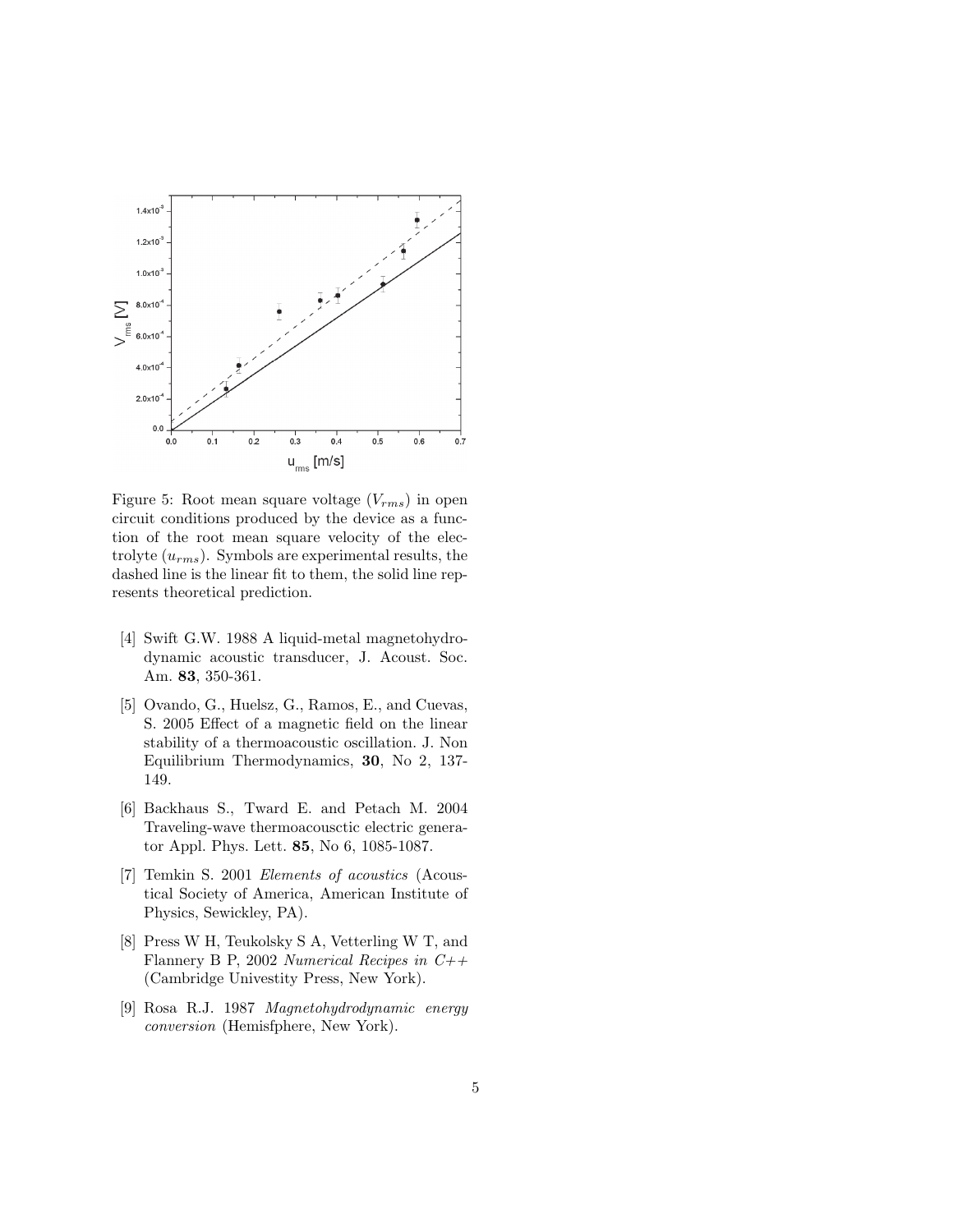1.4x10$^{-3}$
1.2x10$^{-3}$
1.0x10$^{-3}$
8.0x10$^{-4}$
6.0x10$^{-4}$
4.0x10$^{-4}$
2.0x10$^{-4}$
0.0

$V_{rms}$ [V]

0.0 0.1 0.2 0.3 0.4 0.5 0.6 0.7

$u_{rms}$ [m/s]

Figure 5: Root mean square voltage ($V_{rms}$) in open circuit conditions produced by the device as a function of the root mean square velocity of the electrolyte ($u_{rms}$). Symbols are experimental results, the dashed line is the linear fit to them, the solid line represents theoretical prediction.

[4] Swift G.W. 1988 A liquid-metal magnetohydrodynamic acoustic transducer, J. Acoust. Soc. Am. **83**, 350-361.

[5] Ovando, G., Huelsz, G., Ramos, E., and Cuevas, S. 2005 Effect of a magnetic field on the linear stability of a thermoacoustic oscillation. J. Non Equilibrium Thermodynamics, **30**, No 2, 137-149.

[6] Backhaus S., Tward E. and Petach M. 2004 Traveling-wave thermoacousctic electric generator Appl. Phys. Lett. **85**, No 6, 1085-1087.

[7] Temkin S. 2001 *Elements of acoustics* (Acoustical Society of America, American Institute of Physics, Sewickley, PA).

[8] Press W H, Teukolsky S A, Vetterling W T, and Flannery B P, 2002 *Numerical Recipes in C++* (Cambridge Univestity Press, New York).

[9] Rosa R.J. 1987 *Magnetohydrodynamic energy conversion* (Hemisfphere, New York).